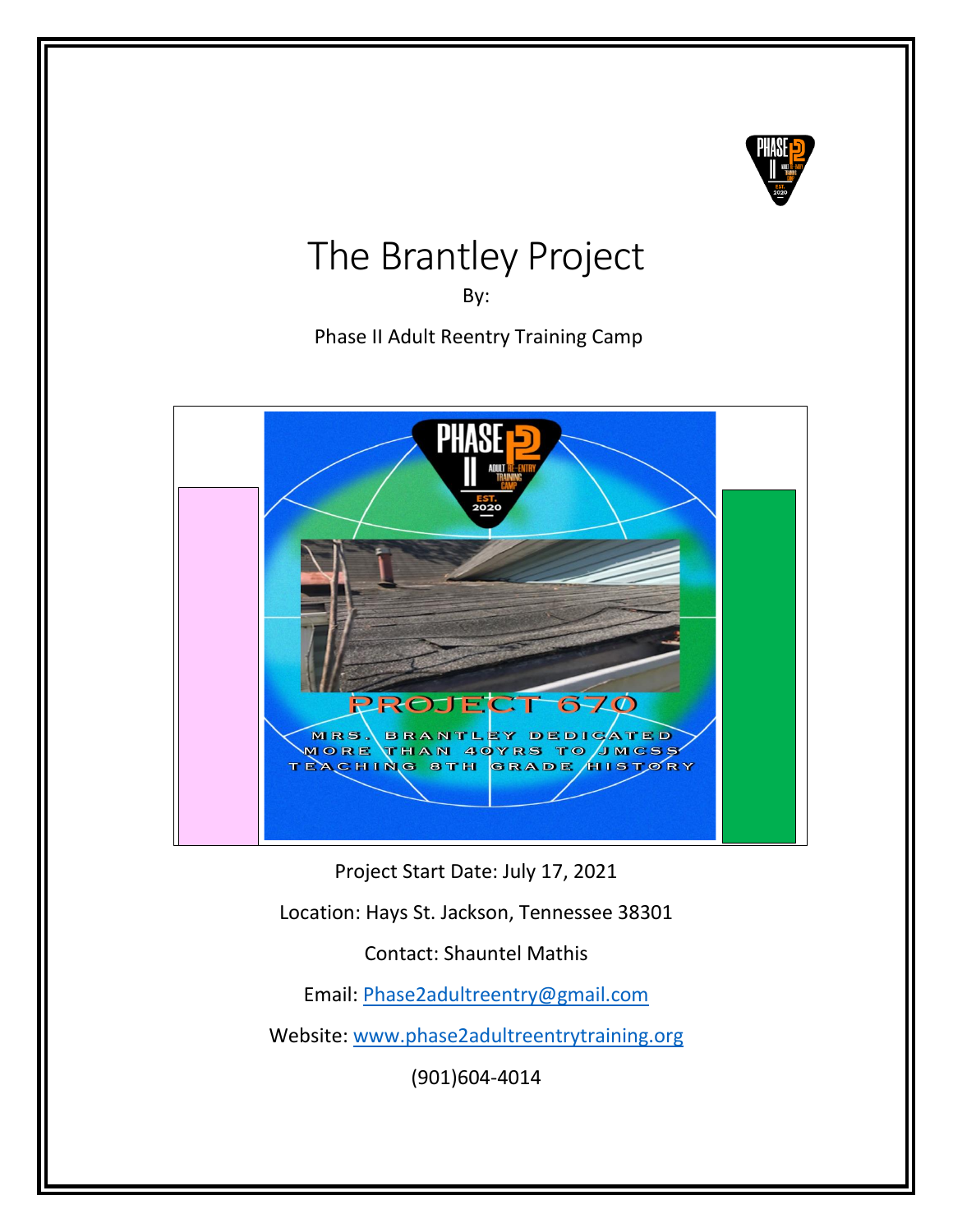# The Brantley Project

By:

Phase II Adult Reentry Training Camp

PROJECT 670

MRS. BRANTLEY DEDICATED MORE THAN 40YRS TO JMCSS TEACHING 8TH GRADE HISTORY

Project Start Date: July 17, 2021

Location: Hays St. Jackson, Tennessee 38301

Contact: Shauntel Mathis

Email: Phase2adultreentry@gmail.com

Website: www.phase2adultreentrytraining.org

(901)604-4014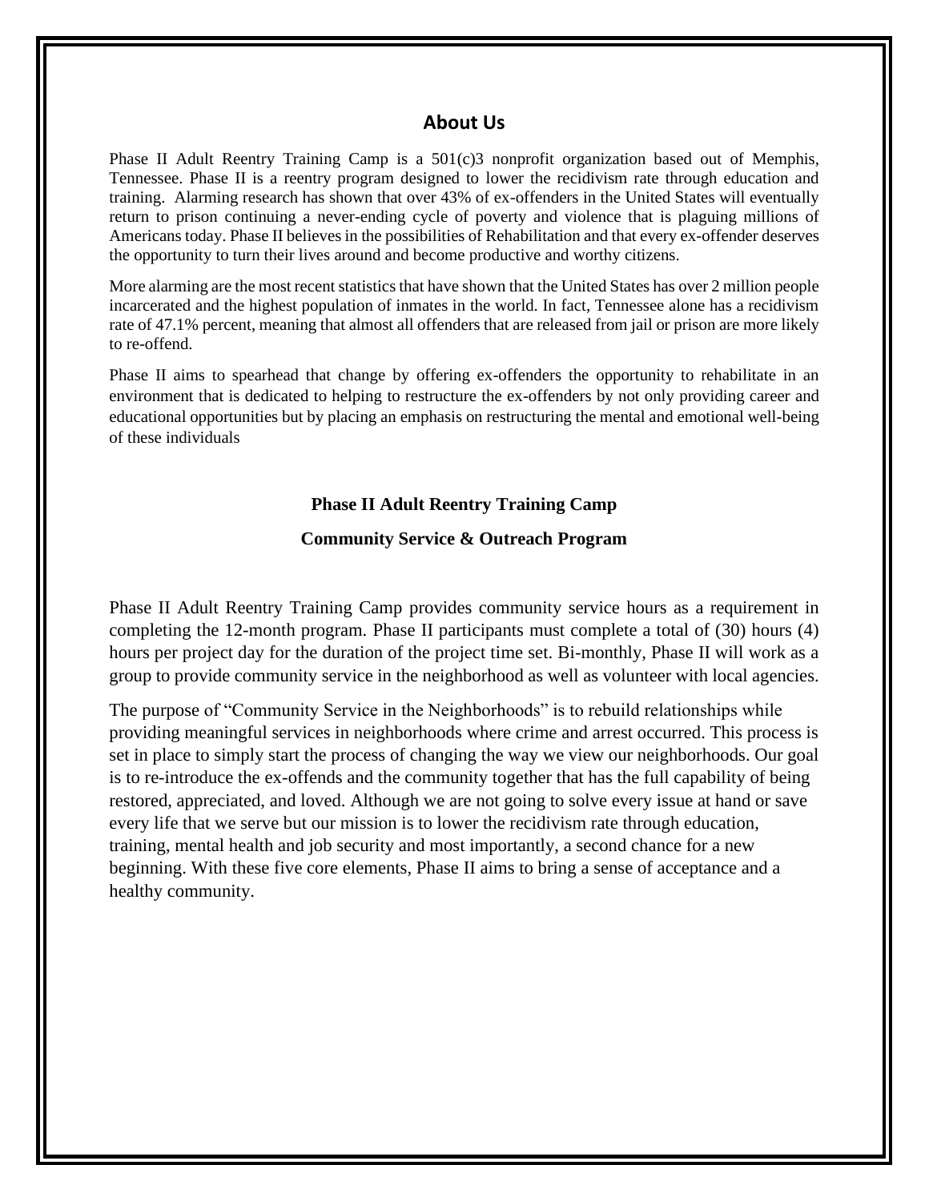## About Us

Phase II Adult Reentry Training Camp is a 501(c)3 nonprofit organization based out of Memphis, Tennessee. Phase II is a reentry program designed to lower the recidivism rate through education and training. Alarming research has shown that over 43% of ex-offenders in the United States will eventually return to prison continuing a never-ending cycle of poverty and violence that is plaguing millions of Americans today. Phase II believes in the possibilities of Rehabilitation and that every ex-offender deserves the opportunity to turn their lives around and become productive and worthy citizens.

More alarming are the most recent statistics that have shown that the United States has over 2 million people incarcerated and the highest population of inmates in the world. In fact, Tennessee alone has a recidivism rate of 47.1% percent, meaning that almost all offenders that are released from jail or prison are more likely to re-offend.

Phase II aims to spearhead that change by offering ex-offenders the opportunity to rehabilitate in an environment that is dedicated to helping to restructure the ex-offenders by not only providing career and educational opportunities but by placing an emphasis on restructuring the mental and emotional well-being of these individuals

**Phase II Adult Reentry Training Camp**

**Community Service & Outreach Program**

Phase II Adult Reentry Training Camp provides community service hours as a requirement in completing the 12-month program. Phase II participants must complete a total of (30) hours (4) hours per project day for the duration of the project time set. Bi-monthly, Phase II will work as a group to provide community service in the neighborhood as well as volunteer with local agencies.

The purpose of "Community Service in the Neighborhoods" is to rebuild relationships while providing meaningful services in neighborhoods where crime and arrest occurred. This process is set in place to simply start the process of changing the way we view our neighborhoods. Our goal is to re-introduce the ex-offends and the community together that has the full capability of being restored, appreciated, and loved. Although we are not going to solve every issue at hand or save every life that we serve but our mission is to lower the recidivism rate through education, training, mental health and job security and most importantly, a second chance for a new beginning. With these five core elements, Phase II aims to bring a sense of acceptance and a healthy community.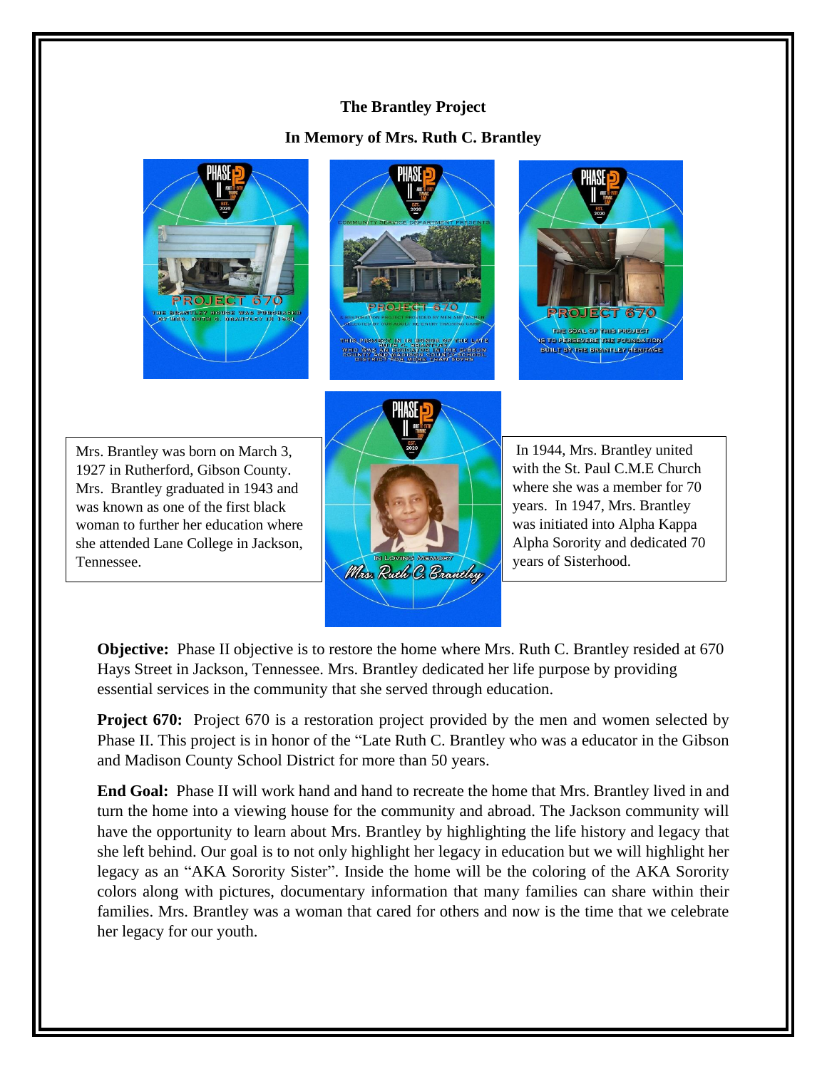**The Brantley Project**

**In Memory of Mrs. Ruth C. Brantley**

Mrs. Brantley was born on March 3, 1927 in Rutherford, Gibson County. Mrs. Brantley graduated in 1943 and was known as one of the first black woman to further her education where she attended Lane College in Jackson, Tennessee.

In 1944, Mrs. Brantley united with the St. Paul C.M.E Church where she was a member for 70 years. In 1947, Mrs. Brantley was initiated into Alpha Kappa Alpha Sorority and dedicated 70 years of Sisterhood.

**Objective:** Phase II objective is to restore the home where Mrs. Ruth C. Brantley resided at 670 Hays Street in Jackson, Tennessee. Mrs. Brantley dedicated her life purpose by providing essential services in the community that she served through education.

**Project 670:** Project 670 is a restoration project provided by the men and women selected by Phase II. This project is in honor of the "Late Ruth C. Brantley who was a educator in the Gibson and Madison County School District for more than 50 years.

**End Goal:** Phase II will work hand and hand to recreate the home that Mrs. Brantley lived in and turn the home into a viewing house for the community and abroad. The Jackson community will have the opportunity to learn about Mrs. Brantley by highlighting the life history and legacy that she left behind. Our goal is to not only highlight her legacy in education but we will highlight her legacy as an "AKA Sorority Sister". Inside the home will be the coloring of the AKA Sorority colors along with pictures, documentary information that many families can share within their families. Mrs. Brantley was a woman that cared for others and now is the time that we celebrate her legacy for our youth.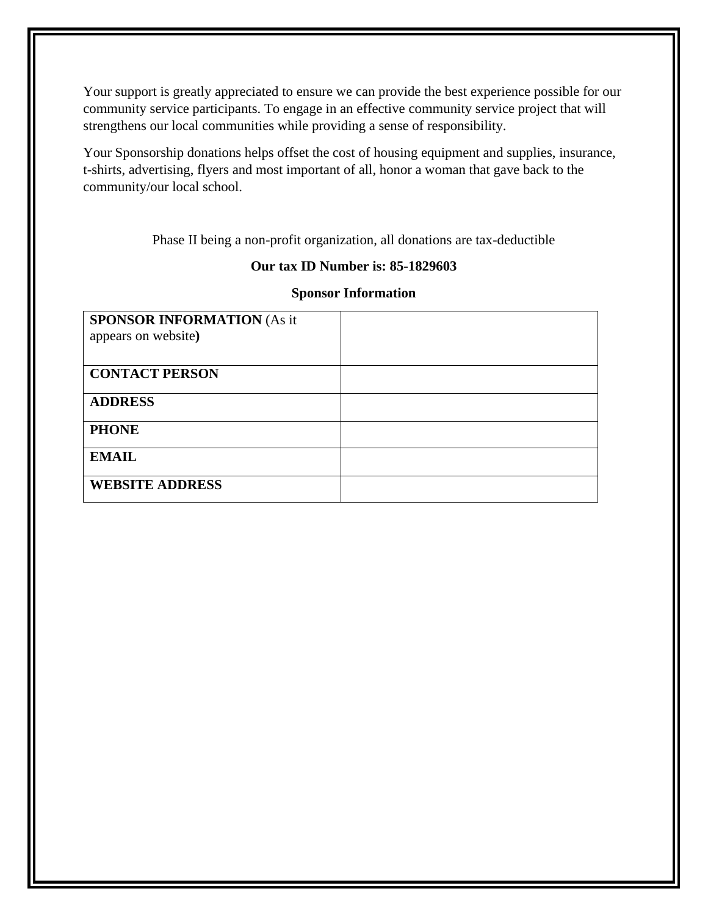Your support is greatly appreciated to ensure we can provide the best experience possible for our community service participants. To engage in an effective community service project that will strengthens our local communities while providing a sense of responsibility.

Your Sponsorship donations helps offset the cost of housing equipment and supplies, insurance, t-shirts, advertising, flyers and most important of all, honor a woman that gave back to the community/our local school.

Phase II being a non-profit organization, all donations are tax-deductible

**Our tax ID Number is: 85-1829603**

**Sponsor Information**

| | |
|---|---|
| **SPONSOR INFORMATION** (As it appears on website**)** | |
| **CONTACT PERSON** | |
| **ADDRESS** | |
| **PHONE** | |
| **EMAIL** | |
| **WEBSITE ADDRESS** | |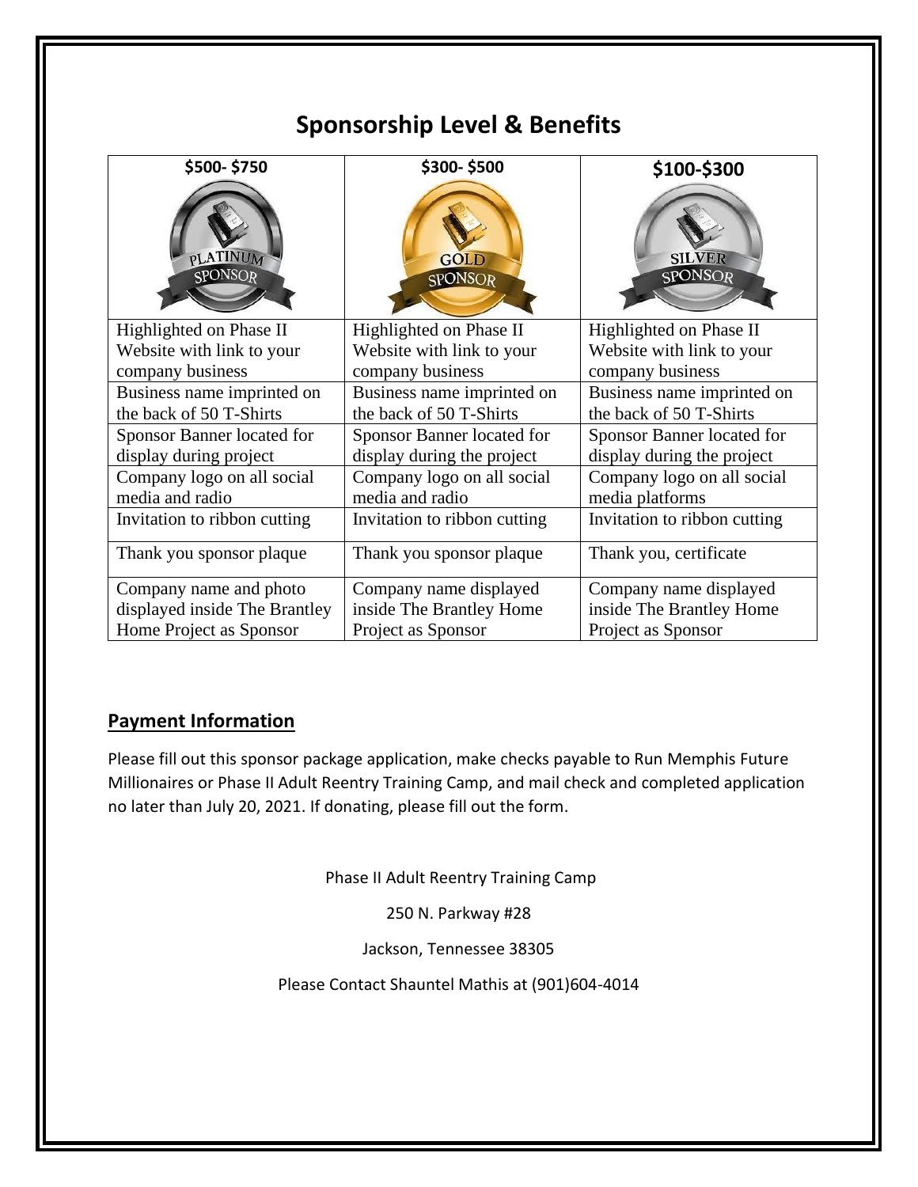# Sponsorship Level & Benefits

| $500- $750 | $300- $500 | $100-$300 |
| --- | --- | --- |
| PLATINUM SPONSOR | GOLD SPONSOR | SILVER SPONSOR |
| Highlighted on Phase II Website with link to your company business | Highlighted on Phase II Website with link to your company business | Highlighted on Phase II Website with link to your company business |
| Business name imprinted on the back of 50 T-Shirts | Business name imprinted on the back of 50 T-Shirts | Business name imprinted on the back of 50 T-Shirts |
| Sponsor Banner located for display during project | Sponsor Banner located for display during the project | Sponsor Banner located for display during the project |
| Company logo on all social media and radio | Company logo on all social media and radio | Company logo on all social media platforms |
| Invitation to ribbon cutting | Invitation to ribbon cutting | Invitation to ribbon cutting |
| Thank you sponsor plaque | Thank you sponsor plaque | Thank you, certificate |
| Company name and photo displayed inside The Brantley Home Project as Sponsor | Company name displayed inside The Brantley Home Project as Sponsor | Company name displayed inside The Brantley Home Project as Sponsor |

## Payment Information

Please fill out this sponsor package application, make checks payable to Run Memphis Future Millionaires or Phase II Adult Reentry Training Camp, and mail check and completed application no later than July 20, 2021. If donating, please fill out the form.

Phase II Adult Reentry Training Camp

250 N. Parkway #28

Jackson, Tennessee 38305

Please Contact Shauntel Mathis at (901)604-4014